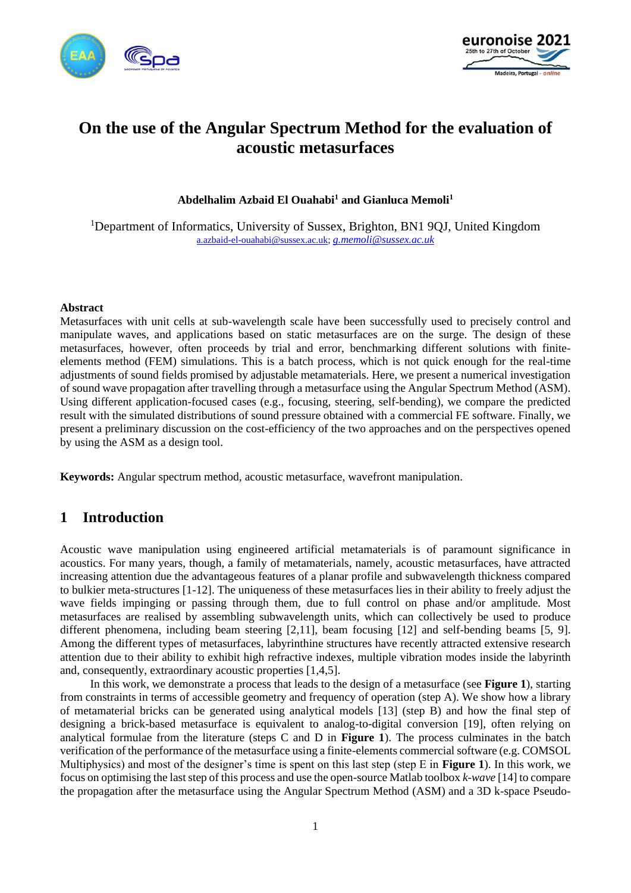# On the use of the Angular Spectrum Method for the evaluation of acoustic metasurfaces

**Abdelhalim Azbaid El Ouahabi[1] and Gianluca Memoli[1]**

[1]Department of Informatics, University of Sussex, Brighton, BN1 9QJ, United Kingdom
a.azbaid-el-ouahabi@sussex.ac.uk; *g.memoli@sussex.ac.uk*

### Abstract

Metasurfaces with unit cells at sub-wavelength scale have been successfully used to precisely control and manipulate waves, and applications based on static metasurfaces are on the surge. The design of these metasurfaces, however, often proceeds by trial and error, benchmarking different solutions with finite-elements method (FEM) simulations. This is a batch process, which is not quick enough for the real-time adjustments of sound fields promised by adjustable metamaterials. Here, we present a numerical investigation of sound wave propagation after travelling through a metasurface using the Angular Spectrum Method (ASM). Using different application-focused cases (e.g., focusing, steering, self-bending), we compare the predicted result with the simulated distributions of sound pressure obtained with a commercial FE software. Finally, we present a preliminary discussion on the cost-efficiency of the two approaches and on the perspectives opened by using the ASM as a design tool.

**Keywords:** Angular spectrum method, acoustic metasurface, wavefront manipulation.

## 1 Introduction

Acoustic wave manipulation using engineered artificial metamaterials is of paramount significance in acoustics. For many years, though, a family of metamaterials, namely, acoustic metasurfaces, have attracted increasing attention due the advantageous features of a planar profile and subwavelength thickness compared to bulkier meta-structures [1-12]. The uniqueness of these metasurfaces lies in their ability to freely adjust the wave fields impinging or passing through them, due to full control on phase and/or amplitude. Most metasurfaces are realised by assembling subwavelength units, which can collectively be used to produce different phenomena, including beam steering [2,11], beam focusing [12] and self-bending beams [5, 9]. Among the different types of metasurfaces, labyrinthine structures have recently attracted extensive research attention due to their ability to exhibit high refractive indexes, multiple vibration modes inside the labyrinth and, consequently, extraordinary acoustic properties [1,4,5].

In this work, we demonstrate a process that leads to the design of a metasurface (see **Figure 1**), starting from constraints in terms of accessible geometry and frequency of operation (step A). We show how a library of metamaterial bricks can be generated using analytical models [13] (step B) and how the final step of designing a brick-based metasurface is equivalent to analog-to-digital conversion [19], often relying on analytical formulae from the literature (steps C and D in **Figure 1**). The process culminates in the batch verification of the performance of the metasurface using a finite-elements commercial software (e.g. COMSOL Multiphysics) and most of the designer's time is spent on this last step (step E in **Figure 1**). In this work, we focus on optimising the last step of this process and use the open-source Matlab toolbox *k-wave* [14] to compare the propagation after the metasurface using the Angular Spectrum Method (ASM) and a 3D k-space Pseudo-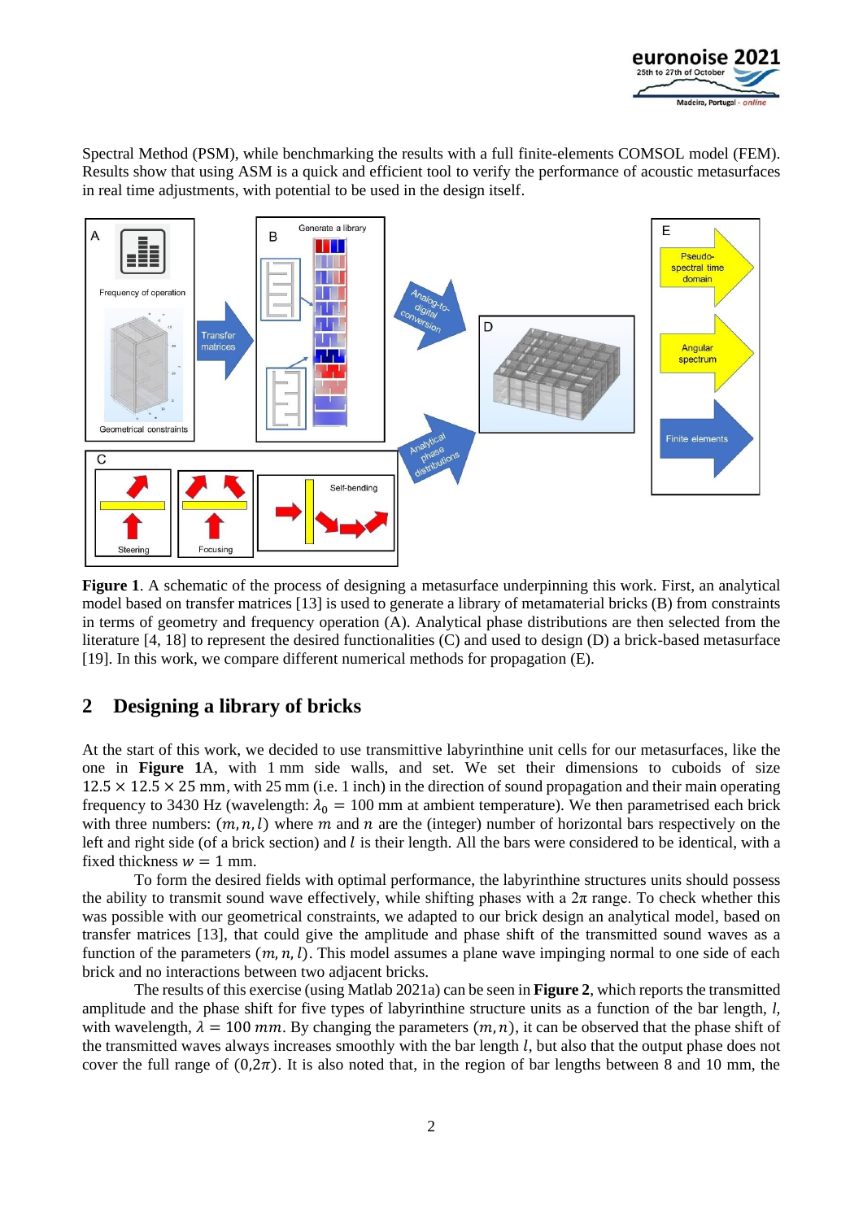Spectral Method (PSM), while benchmarking the results with a full finite-elements COMSOL model (FEM). Results show that using ASM is a quick and efficient tool to verify the performance of acoustic metasurfaces in real time adjustments, with potential to be used in the design itself.

**Figure 1**. A schematic of the process of designing a metasurface underpinning this work. First, an analytical model based on transfer matrices [13] is used to generate a library of metamaterial bricks (B) from constraints in terms of geometry and frequency operation (A). Analytical phase distributions are then selected from the literature [4, 18] to represent the desired functionalities (C) and used to design (D) a brick-based metasurface [19]. In this work, we compare different numerical methods for propagation (E).

## 2 Designing a library of bricks

At the start of this work, we decided to use transmittive labyrinthine unit cells for our metasurfaces, like the one in **Figure 1**A, with 1 mm side walls, and set. We set their dimensions to cuboids of size $12.5 \times 12.5 \times 25$ mm, with 25 mm (i.e. 1 inch) in the direction of sound propagation and their main operating frequency to 3430 Hz (wavelength: $\lambda_0 = 100$ mm at ambient temperature). We then parametrised each brick with three numbers: $(m, n, l)$ where $m$ and $n$ are the (integer) number of horizontal bars respectively on the left and right side (of a brick section) and $l$ is their length. All the bars were considered to be identical, with a fixed thickness $w = 1$ mm.

To form the desired fields with optimal performance, the labyrinthine structures units should possess the ability to transmit sound wave effectively, while shifting phases with a $2\pi$ range. To check whether this was possible with our geometrical constraints, we adapted to our brick design an analytical model, based on transfer matrices [13], that could give the amplitude and phase shift of the transmitted sound waves as a function of the parameters $(m, n, l)$. This model assumes a plane wave impinging normal to one side of each brick and no interactions between two adjacent bricks.

The results of this exercise (using Matlab 2021a) can be seen in **Figure 2**, which reports the transmitted amplitude and the phase shift for five types of labyrinthine structure units as a function of the bar length, $l$, with wavelength, $\lambda = 100\ mm$. By changing the parameters $(m, n)$, it can be observed that the phase shift of the transmitted waves always increases smoothly with the bar length $l$, but also that the output phase does not cover the full range of $(0,2\pi)$. It is also noted that, in the region of bar lengths between 8 and 10 mm, the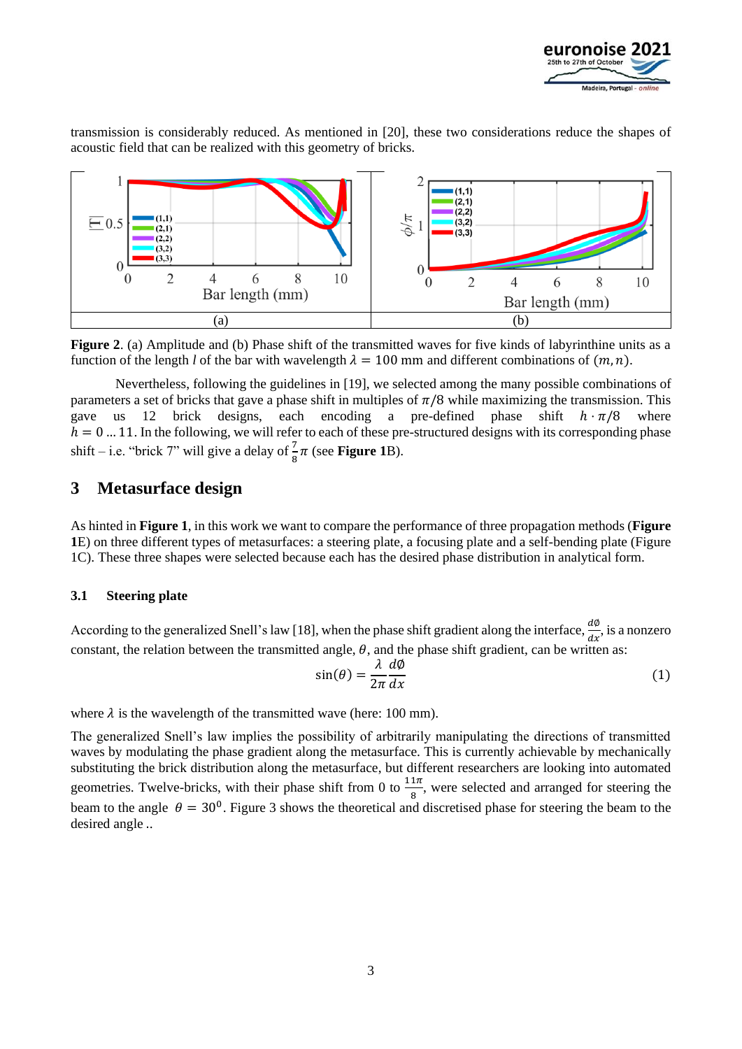transmission is considerably reduced. As mentioned in [20], these two considerations reduce the shapes of acoustic field that can be realized with this geometry of bricks.

| (a) | (b) |
|---|---|

**Figure 2**. (a) Amplitude and (b) Phase shift of the transmitted waves for five kinds of labyrinthine units as a function of the length $l$ of the bar with wavelength $\lambda = 100$ mm and different combinations of $(m, n)$.

Nevertheless, following the guidelines in [19], we selected among the many possible combinations of parameters a set of bricks that gave a phase shift in multiples of $\pi/8$ while maximizing the transmission. This gave us 12 brick designs, each encoding a pre-defined phase shift $h \cdot \pi/8$ where $h = 0 \ldots 11$. In the following, we will refer to each of these pre-structured designs with its corresponding phase shift – i.e. "brick 7" will give a delay of $\frac{7}{8}\pi$ (see **Figure 1**B).

## 3 Metasurface design

As hinted in **Figure 1**, in this work we want to compare the performance of three propagation methods (**Figure 1**E) on three different types of metasurfaces: a steering plate, a focusing plate and a self-bending plate (Figure 1C). These three shapes were selected because each has the desired phase distribution in analytical form.

### 3.1 Steering plate

According to the generalized Snell's law [18], when the phase shift gradient along the interface, $\frac{d\emptyset}{dx}$, is a nonzero constant, the relation between the transmitted angle, $\theta$, and the phase shift gradient, can be written as:

$$\sin(\theta) = \frac{\lambda}{2\pi} \frac{d\emptyset}{dx} \tag{1}$$

where $\lambda$ is the wavelength of the transmitted wave (here: 100 mm).

The generalized Snell's law implies the possibility of arbitrarily manipulating the directions of transmitted waves by modulating the phase gradient along the metasurface. This is currently achievable by mechanically substituting the brick distribution along the metasurface, but different researchers are looking into automated geometries. Twelve-bricks, with their phase shift from 0 to $\frac{11\pi}{8}$, were selected and arranged for steering the beam to the angle $\theta = 30^0$. Figure 3 shows the theoretical and discretised phase for steering the beam to the desired angle ..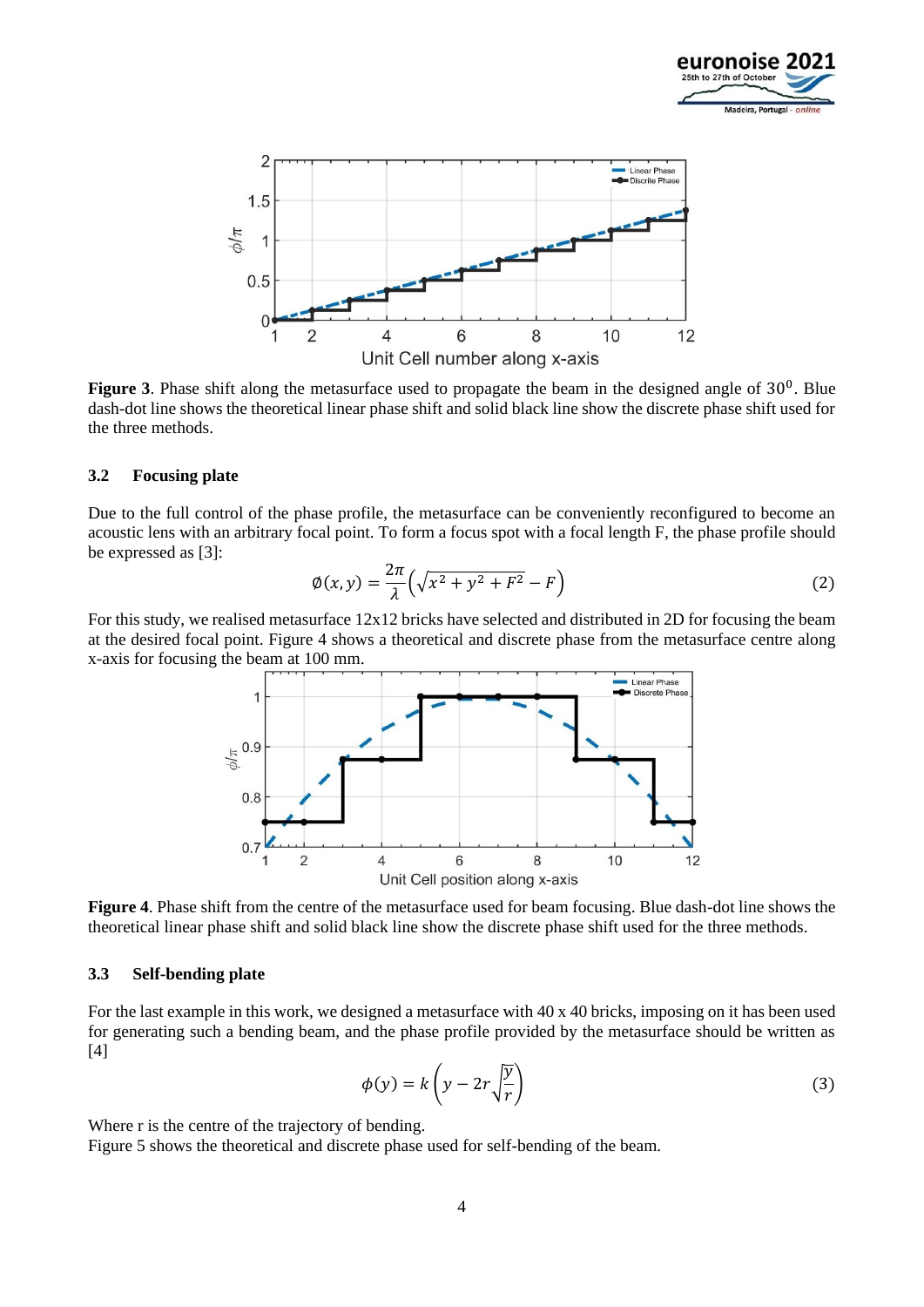**Figure 3**. Phase shift along the metasurface used to propagate the beam in the designed angle of $30^0$. Blue dash-dot line shows the theoretical linear phase shift and solid black line show the discrete phase shift used for the three methods.

### 3.2 Focusing plate

Due to the full control of the phase profile, the metasurface can be conveniently reconfigured to become an acoustic lens with an arbitrary focal point. To form a focus spot with a focal length F, the phase profile should be expressed as [3]:

$$\emptyset(x,y) = \frac{2\pi}{\lambda}\left(\sqrt{x^2+y^2+F^2} - F\right) \tag{2}$$

For this study, we realised metasurface 12x12 bricks have selected and distributed in 2D for focusing the beam at the desired focal point. Figure 4 shows a theoretical and discrete phase from the metasurface centre along x-axis for focusing the beam at 100 mm.

**Figure 4**. Phase shift from the centre of the metasurface used for beam focusing. Blue dash-dot line shows the theoretical linear phase shift and solid black line show the discrete phase shift used for the three methods.

### 3.3 Self-bending plate

For the last example in this work, we designed a metasurface with 40 x 40 bricks, imposing on it has been used for generating such a bending beam, and the phase profile provided by the metasurface should be written as [4]

$$\phi(y) = k\left(y - 2r\sqrt{\frac{y}{r}}\right) \tag{3}$$

Where r is the centre of the trajectory of bending.

Figure 5 shows the theoretical and discrete phase used for self-bending of the beam.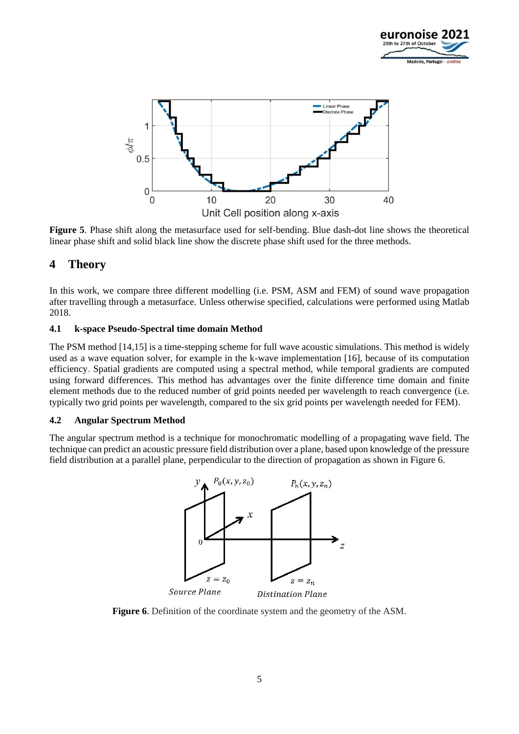**Figure 5**. Phase shift along the metasurface used for self-bending. Blue dash-dot line shows the theoretical linear phase shift and solid black line show the discrete phase shift used for the three methods.

# 4 Theory

In this work, we compare three different modelling (i.e. PSM, ASM and FEM) of sound wave propagation after travelling through a metasurface. Unless otherwise specified, calculations were performed using Matlab 2018.

## 4.1 k-space Pseudo-Spectral time domain Method

The PSM method [14,15] is a time-stepping scheme for full wave acoustic simulations. This method is widely used as a wave equation solver, for example in the k-wave implementation [16], because of its computation efficiency. Spatial gradients are computed using a spectral method, while temporal gradients are computed using forward differences. This method has advantages over the finite difference time domain and finite element methods due to the reduced number of grid points needed per wavelength to reach convergence (i.e. typically two grid points per wavelength, compared to the six grid points per wavelength needed for FEM).

## 4.2 Angular Spectrum Method

The angular spectrum method is a technique for monochromatic modelling of a propagating wave field. The technique can predict an acoustic pressure field distribution over a plane, based upon knowledge of the pressure field distribution at a parallel plane, perpendicular to the direction of propagation as shown in Figure 6.

**Figure 6**. Definition of the coordinate system and the geometry of the ASM.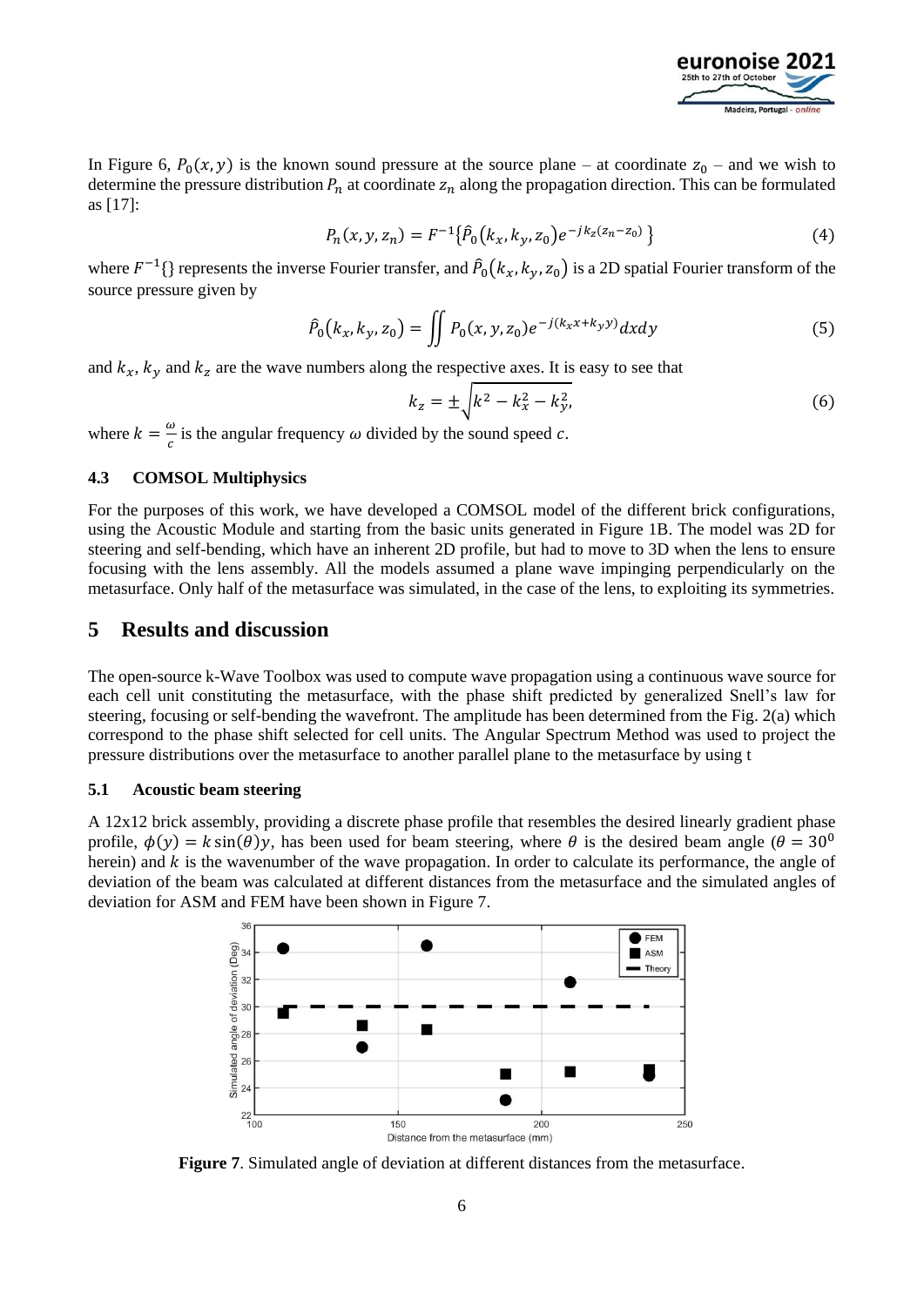In Figure 6, $P_0(x, y)$ is the known sound pressure at the source plane – at coordinate $z_0$ – and we wish to determine the pressure distribution $P_n$ at coordinate $z_n$ along the propagation direction. This can be formulated as [17]:

$$P_n(x, y, z_n) = F^{-1}\{\hat{P}_0(k_x, k_y, z_0)e^{-jk_z(z_n - z_0)}\} \tag{4}$$

where $F^{-1}\{\}$ represents the inverse Fourier transfer, and $\hat{P}_0(k_x, k_y, z_0)$ is a 2D spatial Fourier transform of the source pressure given by

$$\hat{P}_0(k_x, k_y, z_0) = \iint P_0(x, y, z_0)e^{-j(k_x x + k_y y)}dxdy \tag{5}$$

and $k_x$, $k_y$ and $k_z$ are the wave numbers along the respective axes. It is easy to see that

$$k_z = \pm\sqrt{k^2 - k_x^2 - k_y^2}, \tag{6}$$

where $k = \frac{\omega}{c}$ is the angular frequency $\omega$ divided by the sound speed $c$.

### 4.3 COMSOL Multiphysics

For the purposes of this work, we have developed a COMSOL model of the different brick configurations, using the Acoustic Module and starting from the basic units generated in Figure 1B. The model was 2D for steering and self-bending, which have an inherent 2D profile, but had to move to 3D when the lens to ensure focusing with the lens assembly. All the models assumed a plane wave impinging perpendicularly on the metasurface. Only half of the metasurface was simulated, in the case of the lens, to exploiting its symmetries.

## 5 Results and discussion

The open-source k-Wave Toolbox was used to compute wave propagation using a continuous wave source for each cell unit constituting the metasurface, with the phase shift predicted by generalized Snell's law for steering, focusing or self-bending the wavefront. The amplitude has been determined from the Fig. 2(a) which correspond to the phase shift selected for cell units. The Angular Spectrum Method was used to project the pressure distributions over the metasurface to another parallel plane to the metasurface by using t

### 5.1 Acoustic beam steering

A 12x12 brick assembly, providing a discrete phase profile that resembles the desired linearly gradient phase profile, $\phi(y) = k\sin(\theta)y$, has been used for beam steering, where $\theta$ is the desired beam angle ($\theta = 30^0$ herein) and $k$ is the wavenumber of the wave propagation. In order to calculate its performance, the angle of deviation of the beam was calculated at different distances from the metasurface and the simulated angles of deviation for ASM and FEM have been shown in Figure 7.

**Figure 7**. Simulated angle of deviation at different distances from the metasurface.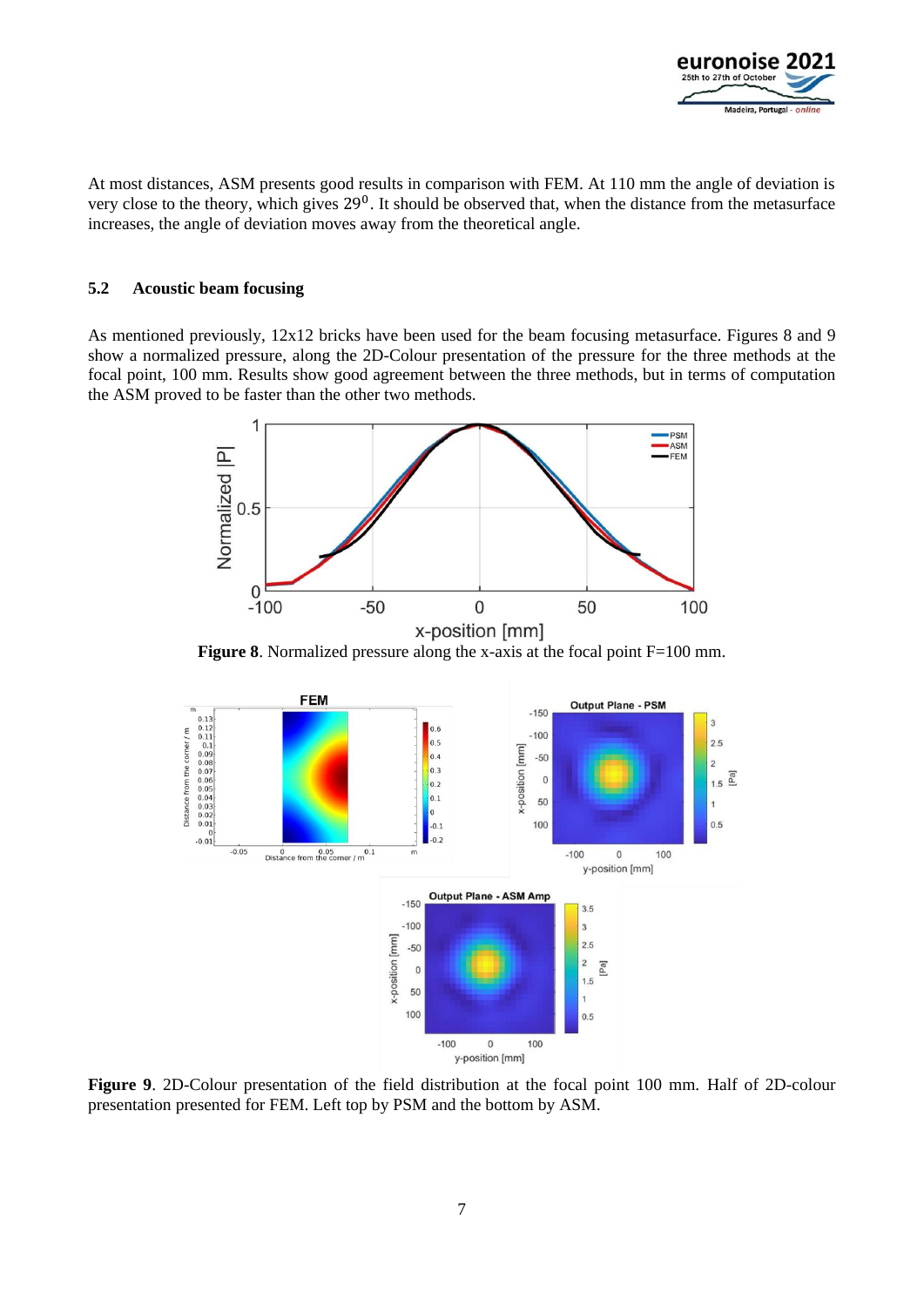At most distances, ASM presents good results in comparison with FEM. At 110 mm the angle of deviation is very close to the theory, which gives $29^0$. It should be observed that, when the distance from the metasurface increases, the angle of deviation moves away from the theoretical angle.

### 5.2 Acoustic beam focusing

As mentioned previously, 12x12 bricks have been used for the beam focusing metasurface. Figures 8 and 9 show a normalized pressure, along the 2D-Colour presentation of the pressure for the three methods at the focal point, 100 mm. Results show good agreement between the three methods, but in terms of computation the ASM proved to be faster than the other two methods.

**Figure 8**. Normalized pressure along the x-axis at the focal point F=100 mm.

**Figure 9**. 2D-Colour presentation of the field distribution at the focal point 100 mm. Half of 2D-colour presentation presented for FEM. Left top by PSM and the bottom by ASM.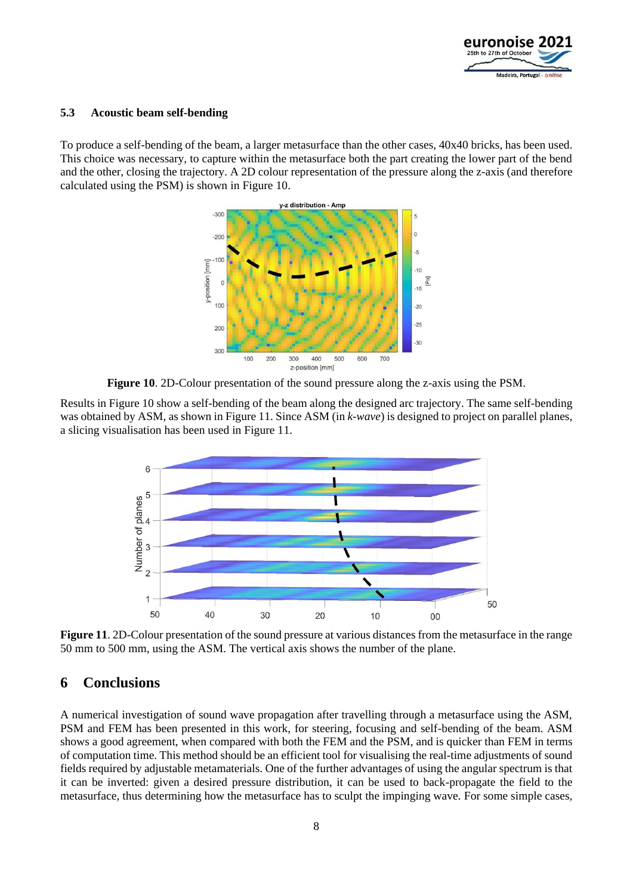### 5.3 Acoustic beam self-bending

To produce a self-bending of the beam, a larger metasurface than the other cases, 40x40 bricks, has been used. This choice was necessary, to capture within the metasurface both the part creating the lower part of the bend and the other, closing the trajectory. A 2D colour representation of the pressure along the z-axis (and therefore calculated using the PSM) is shown in Figure 10.

**Figure 10**. 2D-Colour presentation of the sound pressure along the z-axis using the PSM.

Results in Figure 10 show a self-bending of the beam along the designed arc trajectory. The same self-bending was obtained by ASM, as shown in Figure 11. Since ASM (in *k-wave*) is designed to project on parallel planes, a slicing visualisation has been used in Figure 11.

**Figure 11**. 2D-Colour presentation of the sound pressure at various distances from the metasurface in the range 50 mm to 500 mm, using the ASM. The vertical axis shows the number of the plane.

## 6 Conclusions

A numerical investigation of sound wave propagation after travelling through a metasurface using the ASM, PSM and FEM has been presented in this work, for steering, focusing and self-bending of the beam. ASM shows a good agreement, when compared with both the FEM and the PSM, and is quicker than FEM in terms of computation time. This method should be an efficient tool for visualising the real-time adjustments of sound fields required by adjustable metamaterials. One of the further advantages of using the angular spectrum is that it can be inverted: given a desired pressure distribution, it can be used to back-propagate the field to the metasurface, thus determining how the metasurface has to sculpt the impinging wave. For some simple cases,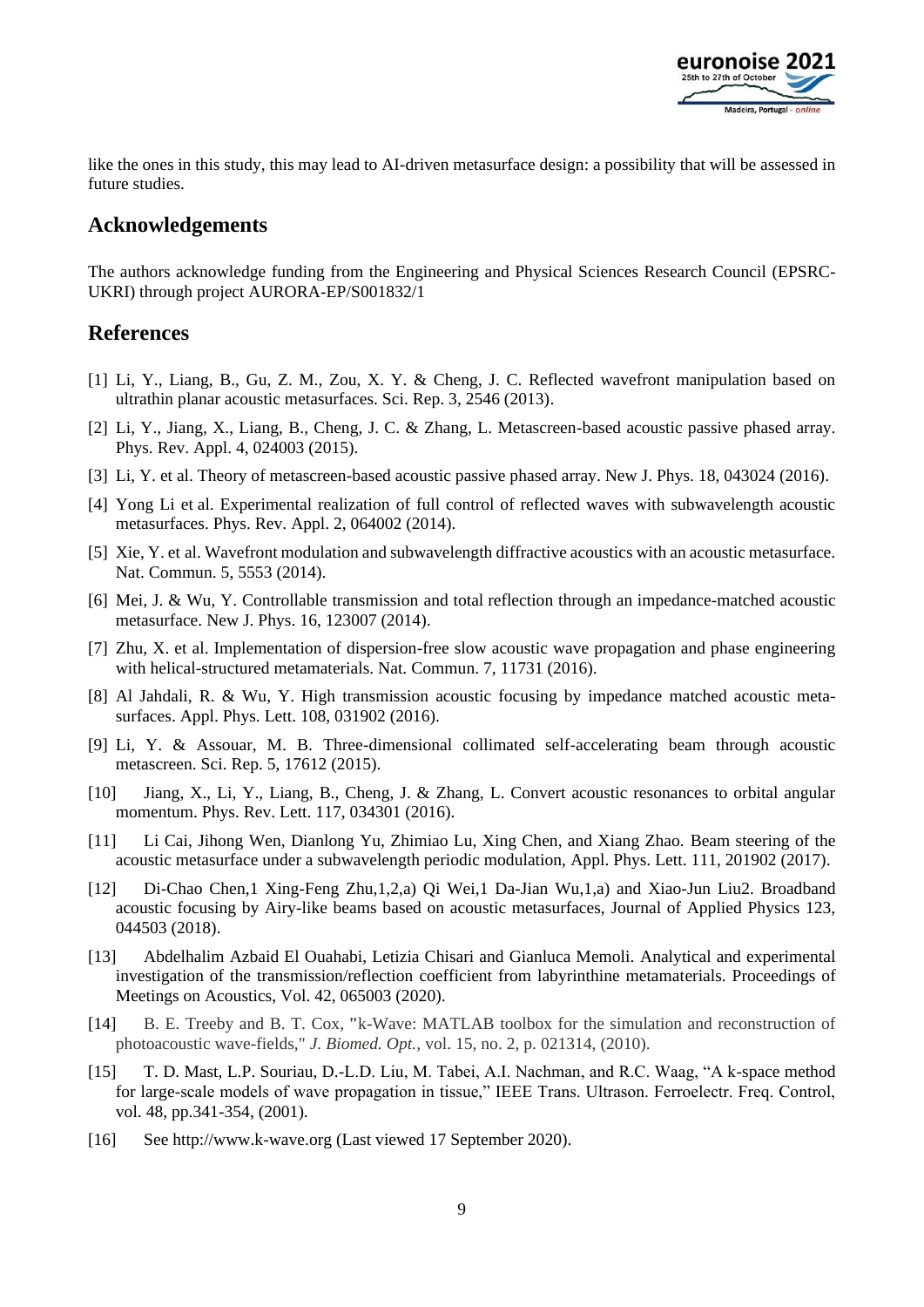like the ones in this study, this may lead to AI-driven metasurface design: a possibility that will be assessed in future studies.

## Acknowledgements

The authors acknowledge funding from the Engineering and Physical Sciences Research Council (EPSRC-UKRI) through project AURORA-EP/S001832/1

## References

[1] Li, Y., Liang, B., Gu, Z. M., Zou, X. Y. & Cheng, J. C. Reflected wavefront manipulation based on ultrathin planar acoustic metasurfaces. Sci. Rep. 3, 2546 (2013).

[2] Li, Y., Jiang, X., Liang, B., Cheng, J. C. & Zhang, L. Metascreen-based acoustic passive phased array. Phys. Rev. Appl. 4, 024003 (2015).

[3] Li, Y. et al. Theory of metascreen-based acoustic passive phased array. New J. Phys. 18, 043024 (2016).

[4] Yong Li et al. Experimental realization of full control of reflected waves with subwavelength acoustic metasurfaces. Phys. Rev. Appl. 2, 064002 (2014).

[5] Xie, Y. et al. Wavefront modulation and subwavelength diffractive acoustics with an acoustic metasurface. Nat. Commun. 5, 5553 (2014).

[6] Mei, J. & Wu, Y. Controllable transmission and total reflection through an impedance-matched acoustic metasurface. New J. Phys. 16, 123007 (2014).

[7] Zhu, X. et al. Implementation of dispersion-free slow acoustic wave propagation and phase engineering with helical-structured metamaterials. Nat. Commun. 7, 11731 (2016).

[8] Al Jahdali, R. & Wu, Y. High transmission acoustic focusing by impedance matched acoustic meta-surfaces. Appl. Phys. Lett. 108, 031902 (2016).

[9] Li, Y. & Assouar, M. B. Three-dimensional collimated self-accelerating beam through acoustic metascreen. Sci. Rep. 5, 17612 (2015).

[10] Jiang, X., Li, Y., Liang, B., Cheng, J. & Zhang, L. Convert acoustic resonances to orbital angular momentum. Phys. Rev. Lett. 117, 034301 (2016).

[11] Li Cai, Jihong Wen, Dianlong Yu, Zhimiao Lu, Xing Chen, and Xiang Zhao. Beam steering of the acoustic metasurface under a subwavelength periodic modulation, Appl. Phys. Lett. 111, 201902 (2017).

[12] Di-Chao Chen,1 Xing-Feng Zhu,1,2,a) Qi Wei,1 Da-Jian Wu,1,a) and Xiao-Jun Liu2. Broadband acoustic focusing by Airy-like beams based on acoustic metasurfaces, Journal of Applied Physics 123, 044503 (2018).

[13] Abdelhalim Azbaid El Ouahabi, Letizia Chisari and Gianluca Memoli. Analytical and experimental investigation of the transmission/reflection coefficient from labyrinthine metamaterials. Proceedings of Meetings on Acoustics, Vol. 42, 065003 (2020).

[14] B. E. Treeby and B. T. Cox, "k-Wave: MATLAB toolbox for the simulation and reconstruction of photoacoustic wave-fields," *J. Biomed. Opt.*, vol. 15, no. 2, p. 021314, (2010).

[15] T. D. Mast, L.P. Souriau, D.-L.D. Liu, M. Tabei, A.I. Nachman, and R.C. Waag, "A k-space method for large-scale models of wave propagation in tissue," IEEE Trans. Ultrason. Ferroelectr. Freq. Control, vol. 48, pp.341-354, (2001).

[16] See http://www.k-wave.org (Last viewed 17 September 2020).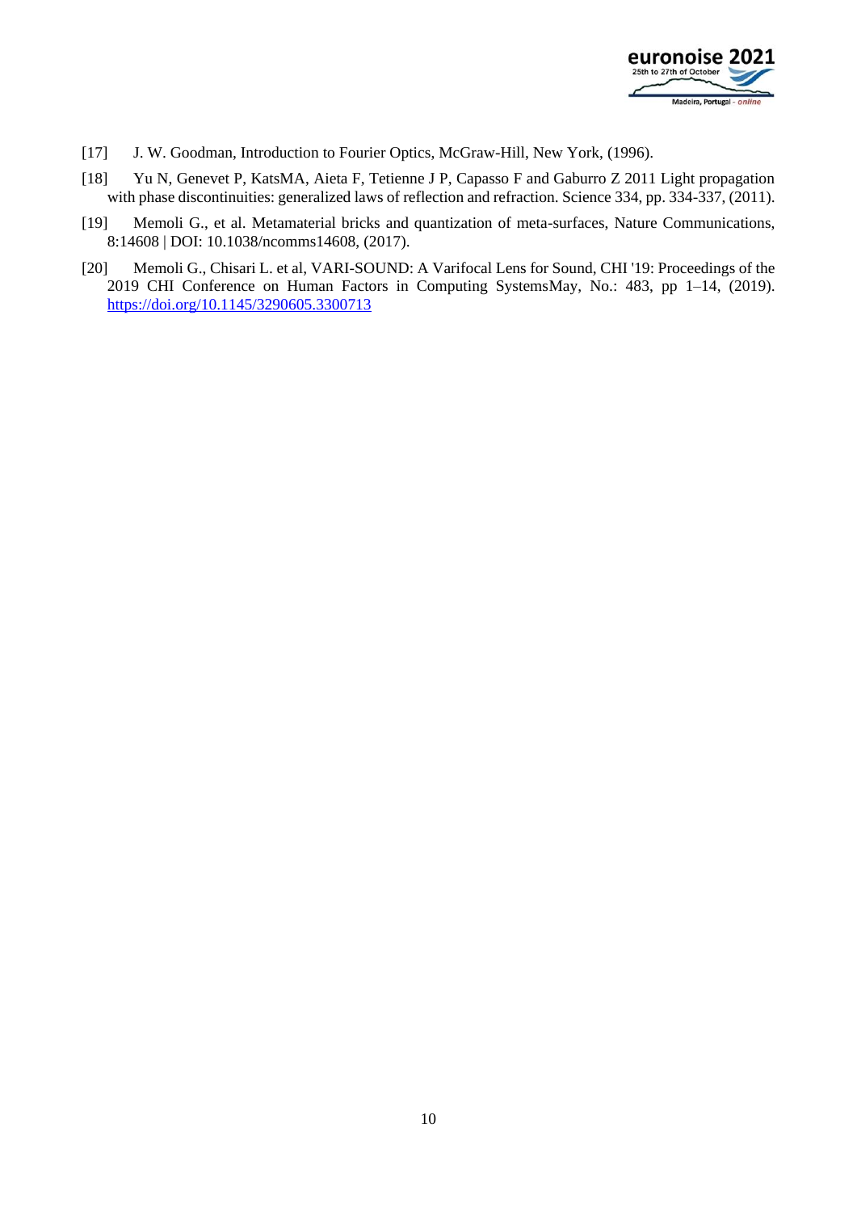[17] J. W. Goodman, Introduction to Fourier Optics, McGraw-Hill, New York, (1996).

[18] Yu N, Genevet P, KatsMA, Aieta F, Tetienne J P, Capasso F and Gaburro Z 2011 Light propagation with phase discontinuities: generalized laws of reflection and refraction. Science 334, pp. 334-337, (2011).

[19] Memoli G., et al. Metamaterial bricks and quantization of meta-surfaces, Nature Communications, 8:14608 | DOI: 10.1038/ncomms14608, (2017).

[20] Memoli G., Chisari L. et al, VARI-SOUND: A Varifocal Lens for Sound, CHI '19: Proceedings of the 2019 CHI Conference on Human Factors in Computing SystemsMay, No.: 483, pp 1–14, (2019). https://doi.org/10.1145/3290605.3300713